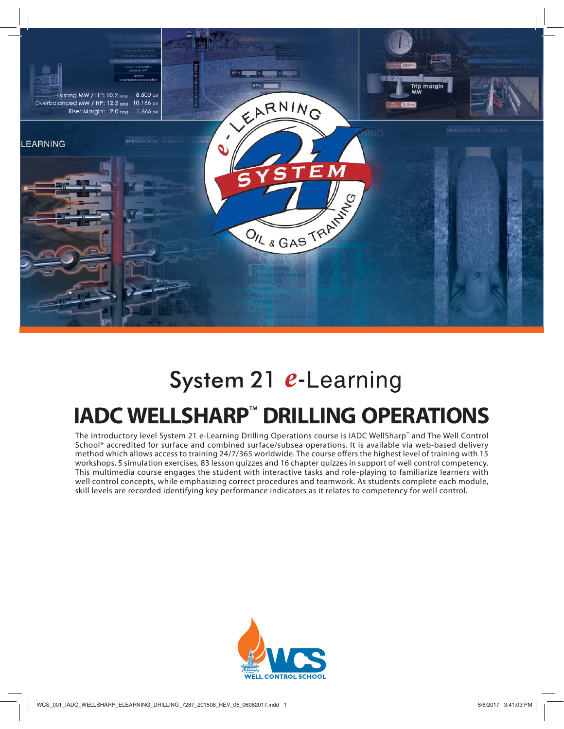# System 21 e-Learning

## IADC WELLSHARP™ DRILLING OPERATIONS

The introductory level System 21 e-Learning Drilling Operations course is IADC WellSharp™ and The Well Control School® accredited for surface and combined surface/subsea operations. It is available via web-based delivery method which allows access to training 24/7/365 worldwide. The course offers the highest level of training with 15 workshops, 5 simulation exercises, 83 lesson quizzes and 16 chapter quizzes in support of well control competency. This multimedia course engages the student with interactive tasks and role-playing to familiarize learners with well control concepts, while emphasizing correct procedures and teamwork. As students complete each module, skill levels are recorded identifying key performance indicators as it relates to competency for well control.

WCS
WELL CONTROL SCHOOL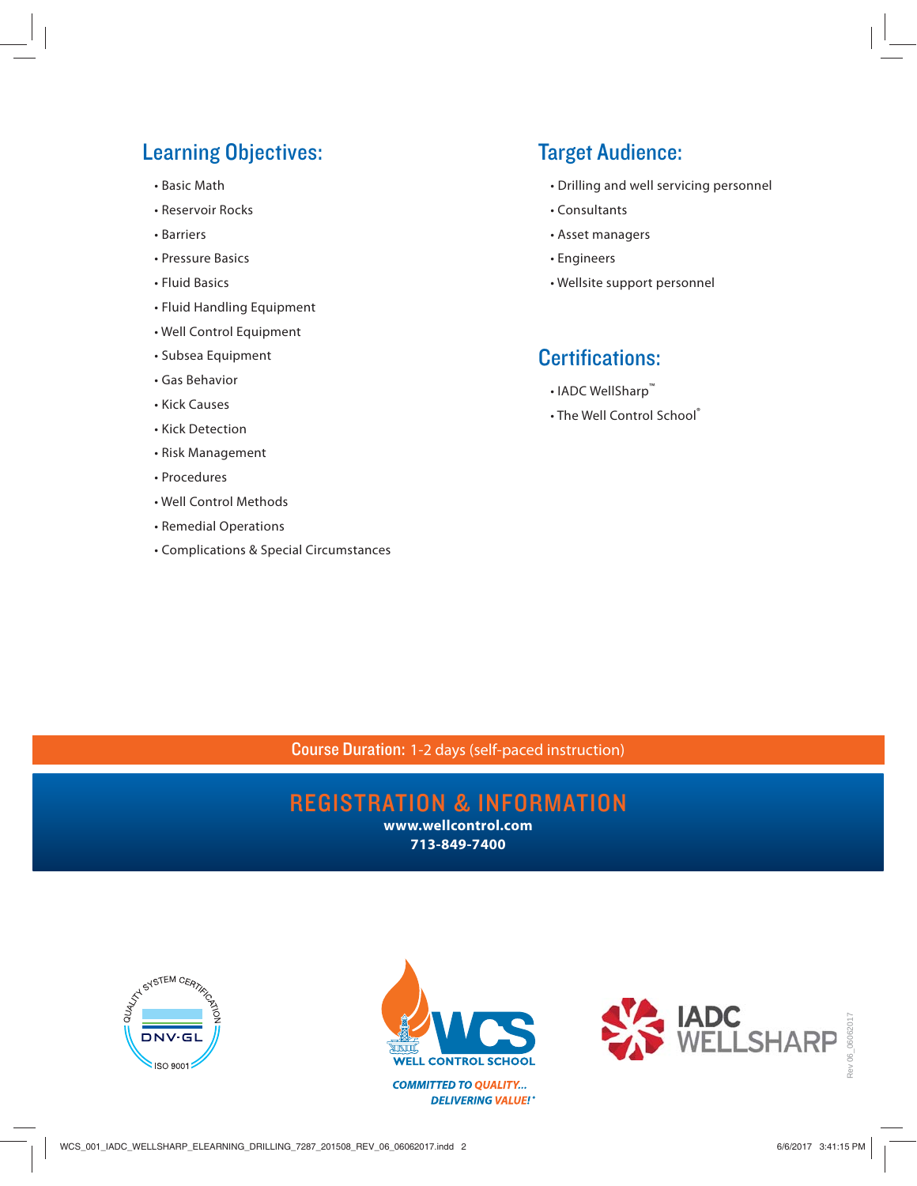## Learning Objectives:

- Basic Math
- Reservoir Rocks
- Barriers
- Pressure Basics
- Fluid Basics
- Fluid Handling Equipment
- Well Control Equipment
- Subsea Equipment
- Gas Behavior
- Kick Causes
- Kick Detection
- Risk Management
- Procedures
- Well Control Methods
- Remedial Operations
- Complications & Special Circumstances

## Target Audience:

- Drilling and well servicing personnel
- Consultants
- Asset managers
- Engineers
- Wellsite support personnel

## Certifications:

- IADC WellSharp™
- The Well Control School®

**Course Duration:** 1-2 days (self-paced instruction)

## REGISTRATION & INFORMATION

**www.wellcontrol.com**
**713-849-7400**

QUALITY SYSTEM CERTIFICATION DNV·GL ISO 9001

WELL CONTROL SCHOOL

*COMMITTED TO QUALITY... DELIVERING VALUE!®*

IADC WELLSHARP

Rev 06_06062017